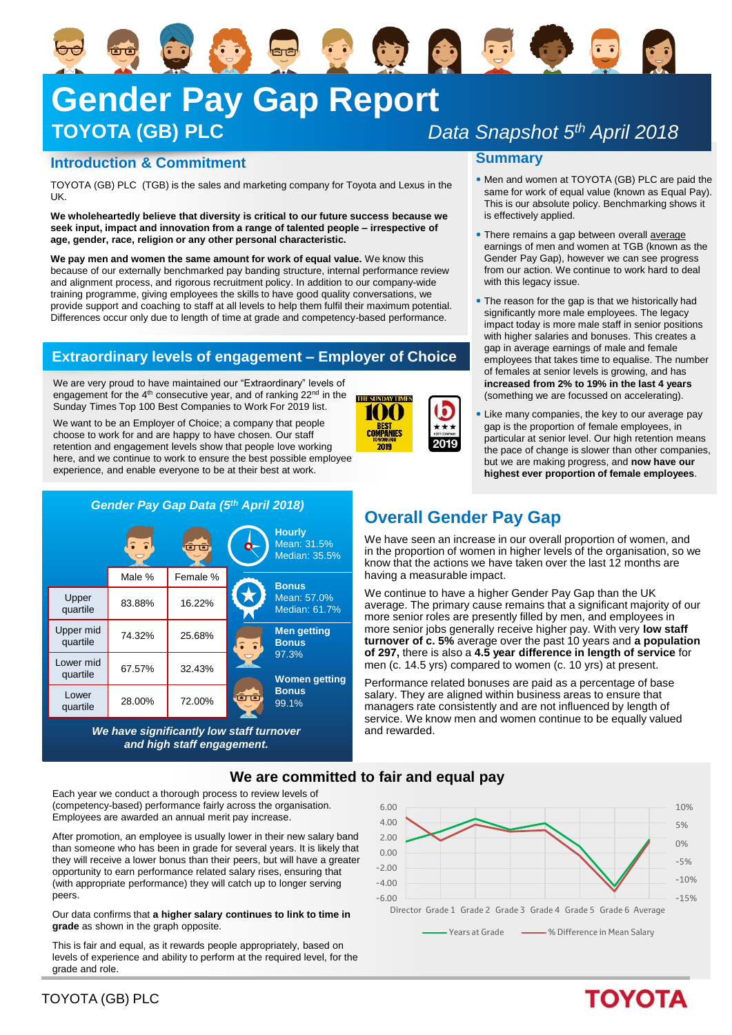# Gender Pay Gap Report

## TOYOTA (GB) PLC

*Data Snapshot 5th April 2018*

## Introduction & Commitment

TOYOTA (GB) PLC (TGB) is the sales and marketing company for Toyota and Lexus in the UK.

**We wholeheartedly believe that diversity is critical to our future success because we seek input, impact and innovation from a range of talented people – irrespective of age, gender, race, religion or any other personal characteristic.**

**We pay men and women the same amount for work of equal value.** We know this because of our externally benchmarked pay banding structure, internal performance review and alignment process, and rigorous recruitment policy. In addition to our company-wide training programme, giving employees the skills to have good quality conversations, we provide support and coaching to staff at all levels to help them fulfil their maximum potential. Differences occur only due to length of time at grade and competency-based performance.

## Extraordinary levels of engagement – Employer of Choice

We are very proud to have maintained our "Extraordinary" levels of engagement for the 4th consecutive year, and of ranking 22nd in the Sunday Times Top 100 Best Companies to Work For 2019 list.

We want to be an Employer of Choice; a company that people choose to work for and are happy to have chosen. Our staff retention and engagement levels show that people love working here, and we continue to work to ensure the best possible employee experience, and enable everyone to be at their best at work.

## Summary

- Men and women at TOYOTA (GB) PLC are paid the same for work of equal value (known as Equal Pay). This is our absolute policy. Benchmarking shows it is effectively applied.
- There remains a gap between overall average earnings of men and women at TGB (known as the Gender Pay Gap), however we can see progress from our action. We continue to work hard to deal with this legacy issue.
- The reason for the gap is that we historically had significantly more male employees. The legacy impact today is more male staff in senior positions with higher salaries and bonuses. This creates a gap in average earnings of male and female employees that takes time to equalise. The number of females at senior levels is growing, and has **increased from 2% to 19% in the last 4 years** (something we are focussed on accelerating).
- Like many companies, the key to our average pay gap is the proportion of female employees, in particular at senior level. Our high retention means the pace of change is slower than other companies, but we are making progress, and **now have our highest ever proportion of female employees**.

### *Gender Pay Gap Data (5th April 2018)*

| | Male % | Female % |
|---|---|---|
| Upper quartile | 83.88% | 16.22% |
| Upper mid quartile | 74.32% | 25.68% |
| Lower mid quartile | 67.57% | 32.43% |
| Lower quartile | 28.00% | 72.00% |

**Hourly**
Mean: 31.5%
Median: 35.5%

**Bonus**
Mean: 57.0%
Median: 61.7%

**Men getting Bonus**
97.3%

**Women getting Bonus**
99.1%

***We have significantly low staff turnover and high staff engagement.***

## Overall Gender Pay Gap

We have seen an increase in our overall proportion of women, and in the proportion of women in higher levels of the organisation, so we know that the actions we have taken over the last 12 months are having a measurable impact.

We continue to have a higher Gender Pay Gap than the UK average. The primary cause remains that a significant majority of our more senior roles are presently filled by men, and employees in more senior jobs generally receive higher pay. With very **low staff turnover of c. 5%** average over the past 10 years and **a population of 297,** there is also a **4.5 year difference in length of service** for men (c. 14.5 yrs) compared to women (c. 10 yrs) at present.

Performance related bonuses are paid as a percentage of base salary. They are aligned within business areas to ensure that managers rate consistently and are not influenced by length of service. We know men and women continue to be equally valued and rewarded.

## We are committed to fair and equal pay

Each year we conduct a thorough process to review levels of (competency-based) performance fairly across the organisation. Employees are awarded an annual merit pay increase.

After promotion, an employee is usually lower in their new salary band than someone who has been in grade for several years. It is likely that they will receive a lower bonus than their peers, but will have a greater opportunity to earn performance related salary rises, ensuring that (with appropriate performance) they will catch up to longer serving peers.

Our data confirms that **a higher salary continues to link to time in grade** as shown in the graph opposite.

This is fair and equal, as it rewards people appropriately, based on levels of experience and ability to perform at the required level, for the grade and role.

Chart: Years at Grade (left axis, -6.00 to 6.00) and % Difference in Mean Salary (right axis, -15% to 10%) by Director, Grade 1, Grade 2, Grade 3, Grade 4, Grade 5, Grade 6, Average.

TOYOTA (GB) PLC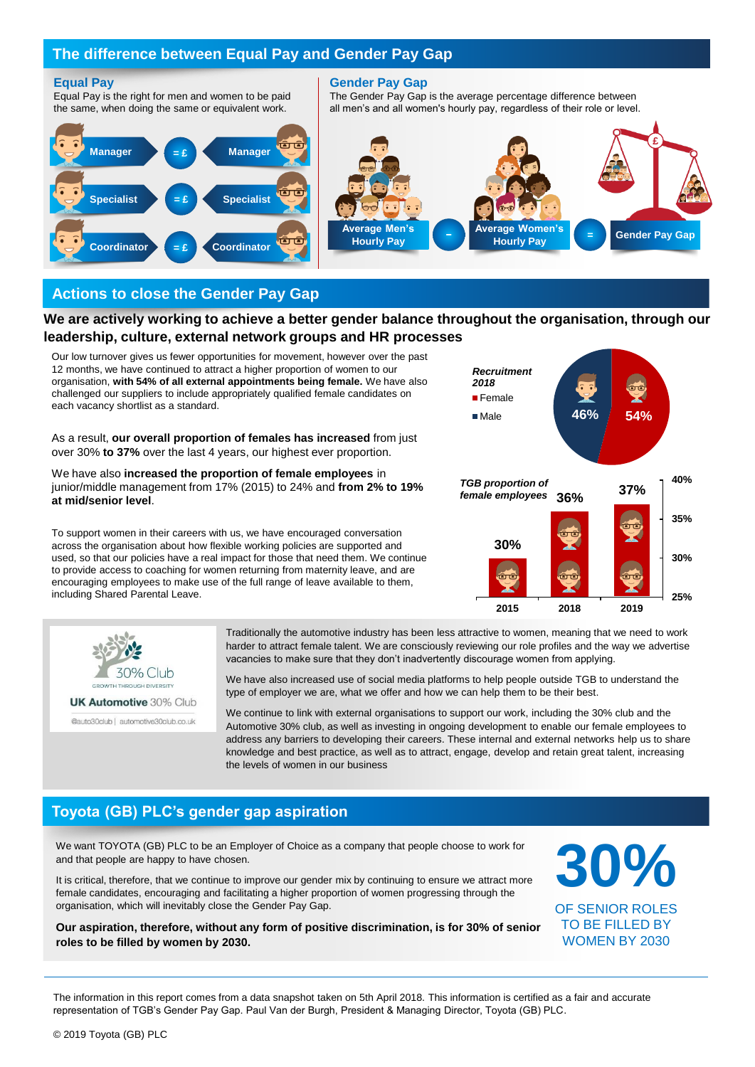## The difference between Equal Pay and Gender Pay Gap

### Equal Pay

Equal Pay is the right for men and women to be paid the same, when doing the same or equivalent work.

Manager = £ Manager

Specialist = £ Specialist

Coordinator = £ Coordinator

### Gender Pay Gap

The Gender Pay Gap is the average percentage difference between all men's and all women's hourly pay, regardless of their role or level.

Average Men's Hourly Pay – Average Women's Hourly Pay = Gender Pay Gap

## Actions to close the Gender Pay Gap

**We are actively working to achieve a better gender balance throughout the organisation, through our leadership, culture, external network groups and HR processes**

Our low turnover gives us fewer opportunities for movement, however over the past 12 months, we have continued to attract a higher proportion of women to our organisation, **with 54% of all external appointments being female.** We have also challenged our suppliers to include appropriately qualified female candidates on each vacancy shortlist as a standard.

As a result, **our overall proportion of females has increased** from just over 30% **to 37%** over the last 4 years, our highest ever proportion.

We have also **increased the proportion of female employees** in junior/middle management from 17% (2015) to 24% and **from 2% to 19% at mid/senior level**.

To support women in their careers with us, we have encouraged conversation across the organisation about how flexible working policies are supported and used, so that our policies have a real impact for those that need them. We continue to provide access to coaching for women returning from maternity leave, and are encouraging employees to make use of the full range of leave available to them, including Shared Parental Leave.

*Recruitment 2018*

Female

Male

46%

54%

*TGB proportion of female employees*

30%

36%

37%

2015

2018

2019

40%

35%

30%

25%

30% Club

GROWTH THROUGH DIVERSITY

**UK Automotive** 30% Club

@auto30club | automotive30club.co.uk

Traditionally the automotive industry has been less attractive to women, meaning that we need to work harder to attract female talent. We are consciously reviewing our role profiles and the way we advertise vacancies to make sure that they don't inadvertently discourage women from applying.

We have also increased use of social media platforms to help people outside TGB to understand the type of employer we are, what we offer and how we can help them to be their best.

We continue to link with external organisations to support our work, including the 30% club and the Automotive 30% club, as well as investing in ongoing development to enable our female employees to address any barriers to developing their careers. These internal and external networks help us to share knowledge and best practice, as well as to attract, engage, develop and retain great talent, increasing the levels of women in our business

## Toyota (GB) PLC's gender gap aspiration

We want TOYOTA (GB) PLC to be an Employer of Choice as a company that people choose to work for and that people are happy to have chosen.

It is critical, therefore, that we continue to improve our gender mix by continuing to ensure we attract more female candidates, encouraging and facilitating a higher proportion of women progressing through the organisation, which will inevitably close the Gender Pay Gap.

**Our aspiration, therefore, without any form of positive discrimination, is for 30% of senior roles to be filled by women by 2030.**

**30%**

OF SENIOR ROLES TO BE FILLED BY WOMEN BY 2030

The information in this report comes from a data snapshot taken on 5th April 2018. This information is certified as a fair and accurate representation of TGB's Gender Pay Gap. Paul Van der Burgh, President & Managing Director, Toyota (GB) PLC.

© 2019 Toyota (GB) PLC